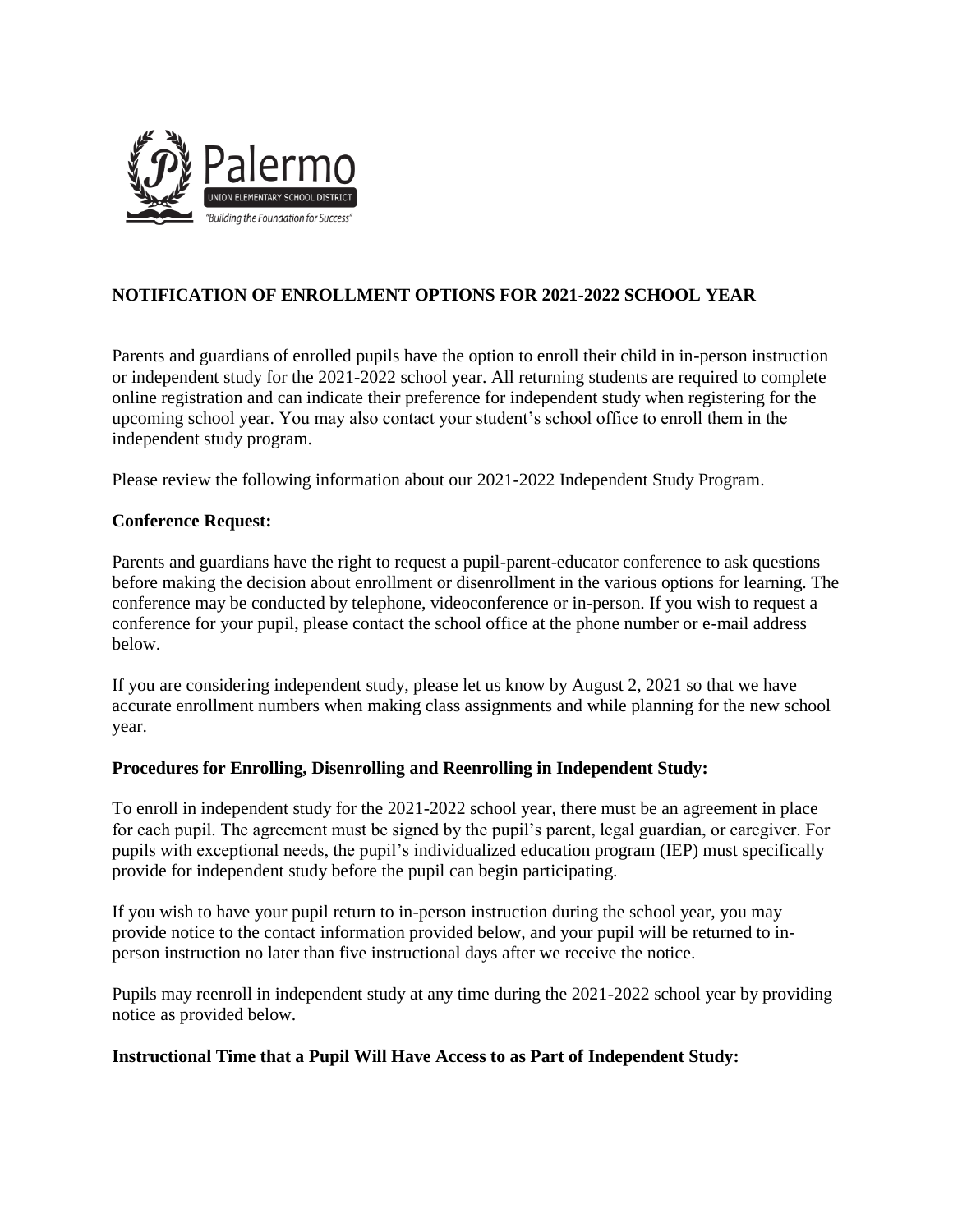Palermo

UNION ELEMENTARY SCHOOL DISTRICT

*"Building the Foundation for Success"*

## NOTIFICATION OF ENROLLMENT OPTIONS FOR 2021-2022 SCHOOL YEAR

Parents and guardians of enrolled pupils have the option to enroll their child in in-person instruction or independent study for the 2021-2022 school year. All returning students are required to complete online registration and can indicate their preference for independent study when registering for the upcoming school year. You may also contact your student's school office to enroll them in the independent study program.

Please review the following information about our 2021-2022 Independent Study Program.

**Conference Request:**

Parents and guardians have the right to request a pupil-parent-educator conference to ask questions before making the decision about enrollment or disenrollment in the various options for learning. The conference may be conducted by telephone, videoconference or in-person. If you wish to request a conference for your pupil, please contact the school office at the phone number or e-mail address below.

If you are considering independent study, please let us know by August 2, 2021 so that we have accurate enrollment numbers when making class assignments and while planning for the new school year.

**Procedures for Enrolling, Disenrolling and Reenrolling in Independent Study:**

To enroll in independent study for the 2021-2022 school year, there must be an agreement in place for each pupil. The agreement must be signed by the pupil's parent, legal guardian, or caregiver. For pupils with exceptional needs, the pupil's individualized education program (IEP) must specifically provide for independent study before the pupil can begin participating.

If you wish to have your pupil return to in-person instruction during the school year, you may provide notice to the contact information provided below, and your pupil will be returned to in-person instruction no later than five instructional days after we receive the notice.

Pupils may reenroll in independent study at any time during the 2021-2022 school year by providing notice as provided below.

**Instructional Time that a Pupil Will Have Access to as Part of Independent Study:**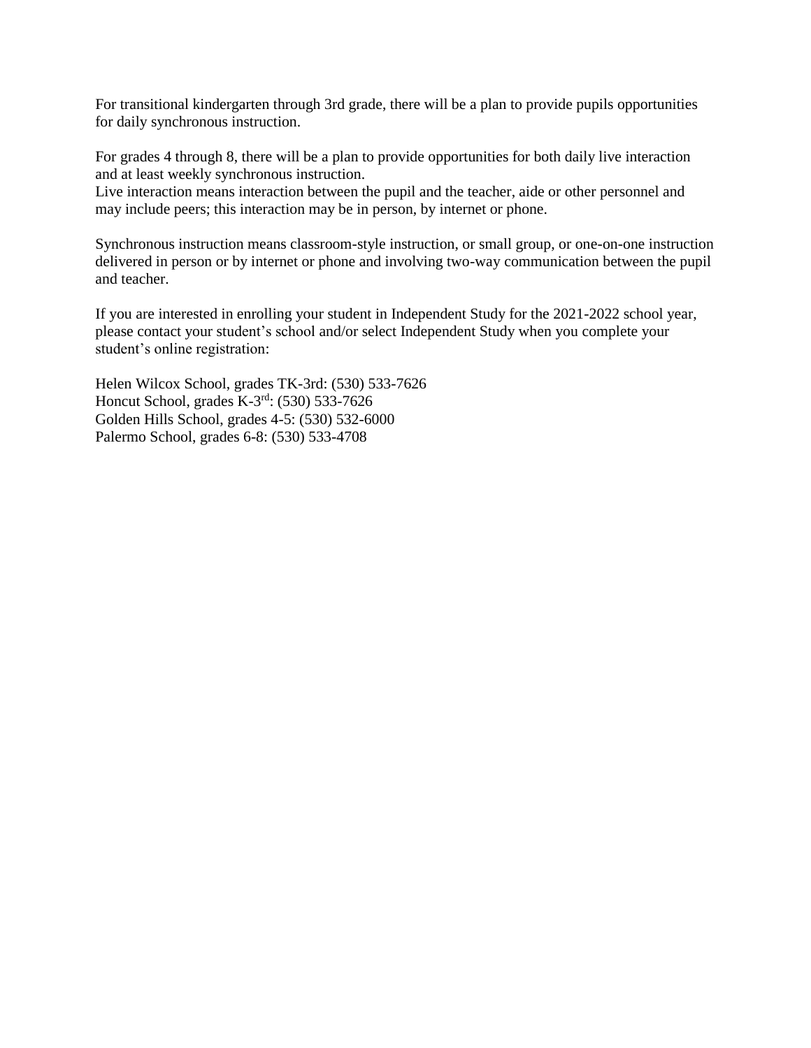For transitional kindergarten through 3rd grade, there will be a plan to provide pupils opportunities for daily synchronous instruction.

For grades 4 through 8, there will be a plan to provide opportunities for both daily live interaction and at least weekly synchronous instruction.
Live interaction means interaction between the pupil and the teacher, aide or other personnel and may include peers; this interaction may be in person, by internet or phone.

Synchronous instruction means classroom-style instruction, or small group, or one-on-one instruction delivered in person or by internet or phone and involving two-way communication between the pupil and teacher.

If you are interested in enrolling your student in Independent Study for the 2021-2022 school year, please contact your student's school and/or select Independent Study when you complete your student's online registration:

Helen Wilcox School, grades TK-3rd: (530) 533-7626
Honcut School, grades K-3rd: (530) 533-7626
Golden Hills School, grades 4-5: (530) 532-6000
Palermo School, grades 6-8: (530) 533-4708